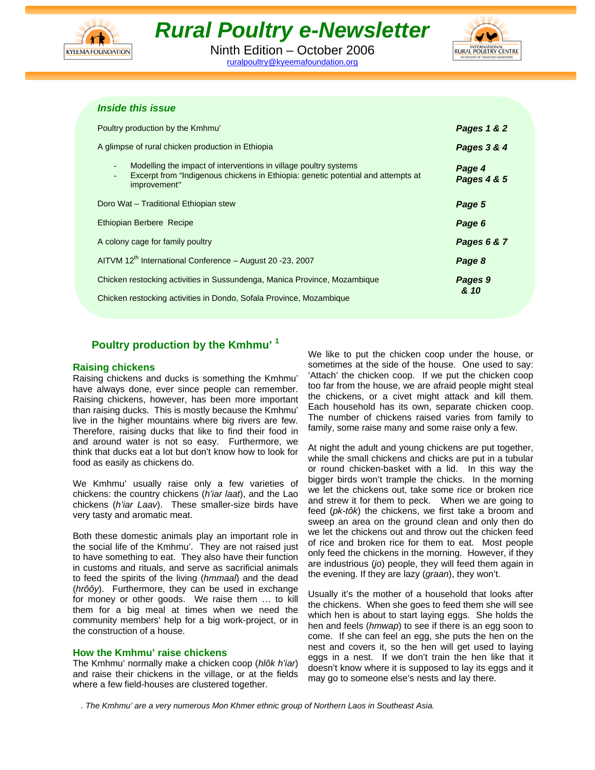# Rural Poultry e-Newsletter

Ninth Edition – October 2006

ruralpoultry@kyeemafoundation.org

## Inside this issue

| | |
|---|---|
| Poultry production by the Kmhmu' | Pages 1 & 2 |
| A glimpse of rural chicken production in Ethiopia | Pages 3 & 4 |
| - Modelling the impact of interventions in village poultry systems | Page 4 |
| - Excerpt from "Indigenous chickens in Ethiopia: genetic potential and attempts at improvement" | Pages 4 & 5 |
| Doro Wat – Traditional Ethiopian stew | Page 5 |
| Ethiopian Berbere Recipe | Page 6 |
| A colony cage for family poultry | Pages 6 & 7 |
| AITVM 12th International Conference – August 20 -23, 2007 | Page 8 |
| Chicken restocking activities in Sussundenga, Manica Province, Mozambique | Pages 9 & 10 |
| Chicken restocking activities in Dondo, Sofala Province, Mozambique | |

## Poultry production by the Kmhmu' [1]

### Raising chickens

Raising chickens and ducks is something the Kmhmu' have always done, ever since people can remember. Raising chickens, however, has been more important than raising ducks. This is mostly because the Kmhmu' live in the higher mountains where big rivers are few. Therefore, raising ducks that like to find their food in and around water is not so easy. Furthermore, we think that ducks eat a lot but don't know how to look for food as easily as chickens do.

We Kmhmu' usually raise only a few varieties of chickens: the country chickens (*h'iar laat*), and the Lao chickens (*h'iar Laav*). These smaller-size birds have very tasty and aromatic meat.

Both these domestic animals play an important role in the social life of the Kmhmu'. They are not raised just to have something to eat. They also have their function in customs and rituals, and serve as sacrificial animals to feed the spirits of the living (*hmmaal*) and the dead (*hrôôy*). Furthermore, they can be used in exchange for money or other goods. We raise them … to kill them for a big meal at times when we need the community members' help for a big work-project, or in the construction of a house.

### How the Kmhmu' raise chickens

The Kmhmu' normally make a chicken coop (*hlôk h'iar*) and raise their chickens in the village, or at the fields where a few field-houses are clustered together.

We like to put the chicken coop under the house, or sometimes at the side of the house. One used to say: 'Attach' the chicken coop. If we put the chicken coop too far from the house, we are afraid people might steal the chickens, or a civet might attack and kill them. Each household has its own, separate chicken coop. The number of chickens raised varies from family to family, some raise many and some raise only a few.

At night the adult and young chickens are put together, while the small chickens and chicks are put in a tubular or round chicken-basket with a lid. In this way the bigger birds won't trample the chicks. In the morning we let the chickens out, take some rice or broken rice and strew it for them to peck. When we are going to feed (*pk-tôk*) the chickens, we first take a broom and sweep an area on the ground clean and only then do we let the chickens out and throw out the chicken feed of rice and broken rice for them to eat. Most people only feed the chickens in the morning. However, if they are industrious (*jo*) people, they will feed them again in the evening. If they are lazy (*graan*), they won't.

Usually it's the mother of a household that looks after the chickens. When she goes to feed them she will see which hen is about to start laying eggs. She holds the hen and feels (*hmwap*) to see if there is an egg soon to come. If she can feel an egg, she puts the hen on the nest and covers it, so the hen will get used to laying eggs in a nest. If we don't train the hen like that it doesn't know where it is supposed to lay its eggs and it may go to someone else's nests and lay there.

. *The Kmhmu' are a very numerous Mon Khmer ethnic group of Northern Laos in Southeast Asia.*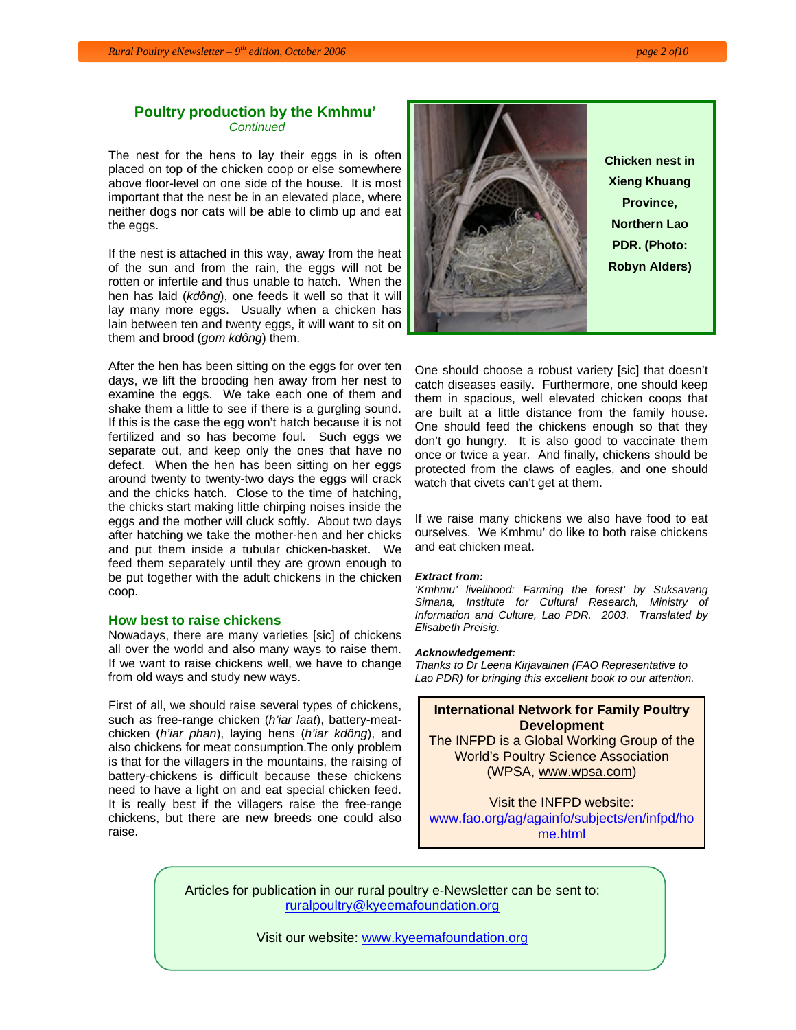## Poultry production by the Kmhmu'

*Continued*

The nest for the hens to lay their eggs in is often placed on top of the chicken coop or else somewhere above floor-level on one side of the house. It is most important that the nest be in an elevated place, where neither dogs nor cats will be able to climb up and eat the eggs.

If the nest is attached in this way, away from the heat of the sun and from the rain, the eggs will not be rotten or infertile and thus unable to hatch. When the hen has laid (*kdông*), one feeds it well so that it will lay many more eggs. Usually when a chicken has lain between ten and twenty eggs, it will want to sit on them and brood (*gom kdông*) them.

After the hen has been sitting on the eggs for over ten days, we lift the brooding hen away from her nest to examine the eggs. We take each one of them and shake them a little to see if there is a gurgling sound. If this is the case the egg won't hatch because it is not fertilized and so has become foul. Such eggs we separate out, and keep only the ones that have no defect. When the hen has been sitting on her eggs around twenty to twenty-two days the eggs will crack and the chicks hatch. Close to the time of hatching, the chicks start making little chirping noises inside the eggs and the mother will cluck softly. About two days after hatching we take the mother-hen and her chicks and put them inside a tubular chicken-basket. We feed them separately until they are grown enough to be put together with the adult chickens in the chicken coop.

**Chicken nest in Xieng Khuang Province, Northern Lao PDR. (Photo: Robyn Alders)**

### How best to raise chickens

Nowadays, there are many varieties [sic] of chickens all over the world and also many ways to raise them. If we want to raise chickens well, we have to change from old ways and study new ways.

First of all, we should raise several types of chickens, such as free-range chicken (*h'iar laat*), battery-meat-chicken (*h'iar phan*), laying hens (*h'iar kdông*), and also chickens for meat consumption.The only problem is that for the villagers in the mountains, the raising of battery-chickens is difficult because these chickens need to have a light on and eat special chicken feed. It is really best if the villagers raise the free-range chickens, but there are new breeds one could also raise.

One should choose a robust variety [sic] that doesn't catch diseases easily. Furthermore, one should keep them in spacious, well elevated chicken coops that are built at a little distance from the family house. One should feed the chickens enough so that they don't go hungry. It is also good to vaccinate them once or twice a year. And finally, chickens should be protected from the claws of eagles, and one should watch that civets can't get at them.

If we raise many chickens we also have food to eat ourselves. We Kmhmu' do like to both raise chickens and eat chicken meat.

***Extract from:***
*'Kmhmu' livelihood: Farming the forest' by Suksavang Simana, Institute for Cultural Research, Ministry of Information and Culture, Lao PDR. 2003. Translated by Elisabeth Preisig.*

***Acknowledgement:***
*Thanks to Dr Leena Kirjavainen (FAO Representative to Lao PDR) for bringing this excellent book to our attention.*

**International Network for Family Poultry Development**
The INFPD is a Global Working Group of the World's Poultry Science Association (WPSA, www.wpsa.com)

Visit the INFPD website:
www.fao.org/ag/againfo/subjects/en/infpd/home.html

Articles for publication in our rural poultry e-Newsletter can be sent to:
ruralpoultry@kyeemafoundation.org

Visit our website: www.kyeemafoundation.org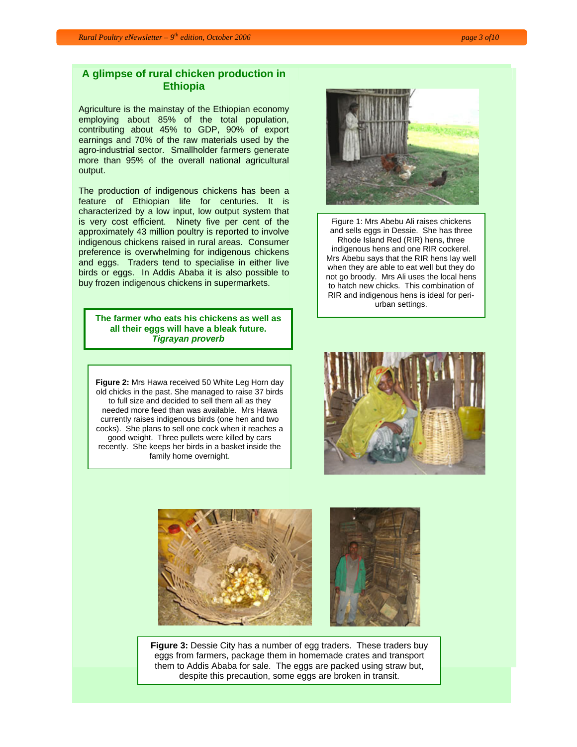## A glimpse of rural chicken production in Ethiopia

Agriculture is the mainstay of the Ethiopian economy employing about 85% of the total population, contributing about 45% to GDP, 90% of export earnings and 70% of the raw materials used by the agro-industrial sector. Smallholder farmers generate more than 95% of the overall national agricultural output.

The production of indigenous chickens has been a feature of Ethiopian life for centuries. It is characterized by a low input, low output system that is very cost efficient. Ninety five per cent of the approximately 43 million poultry is reported to involve indigenous chickens raised in rural areas. Consumer preference is overwhelming for indigenous chickens and eggs. Traders tend to specialise in either live birds or eggs. In Addis Ababa it is also possible to buy frozen indigenous chickens in supermarkets.

**The farmer who eats his chickens as well as all their eggs will have a bleak future.**
***Tigrayan proverb***

Figure 1: Mrs Abebu Ali raises chickens and sells eggs in Dessie. She has three Rhode Island Red (RIR) hens, three indigenous hens and one RIR cockerel. Mrs Abebu says that the RIR hens lay well when they are able to eat well but they do not go broody. Mrs Ali uses the local hens to hatch new chicks. This combination of RIR and indigenous hens is ideal for peri-urban settings.

**Figure 2:** Mrs Hawa received 50 White Leg Horn day old chicks in the past. She managed to raise 37 birds to full size and decided to sell them all as they needed more feed than was available. Mrs Hawa currently raises indigenous birds (one hen and two cocks). She plans to sell one cock when it reaches a good weight. Three pullets were killed by cars recently. She keeps her birds in a basket inside the family home overnight.

**Figure 3:** Dessie City has a number of egg traders. These traders buy eggs from farmers, package them in homemade crates and transport them to Addis Ababa for sale. The eggs are packed using straw but, despite this precaution, some eggs are broken in transit.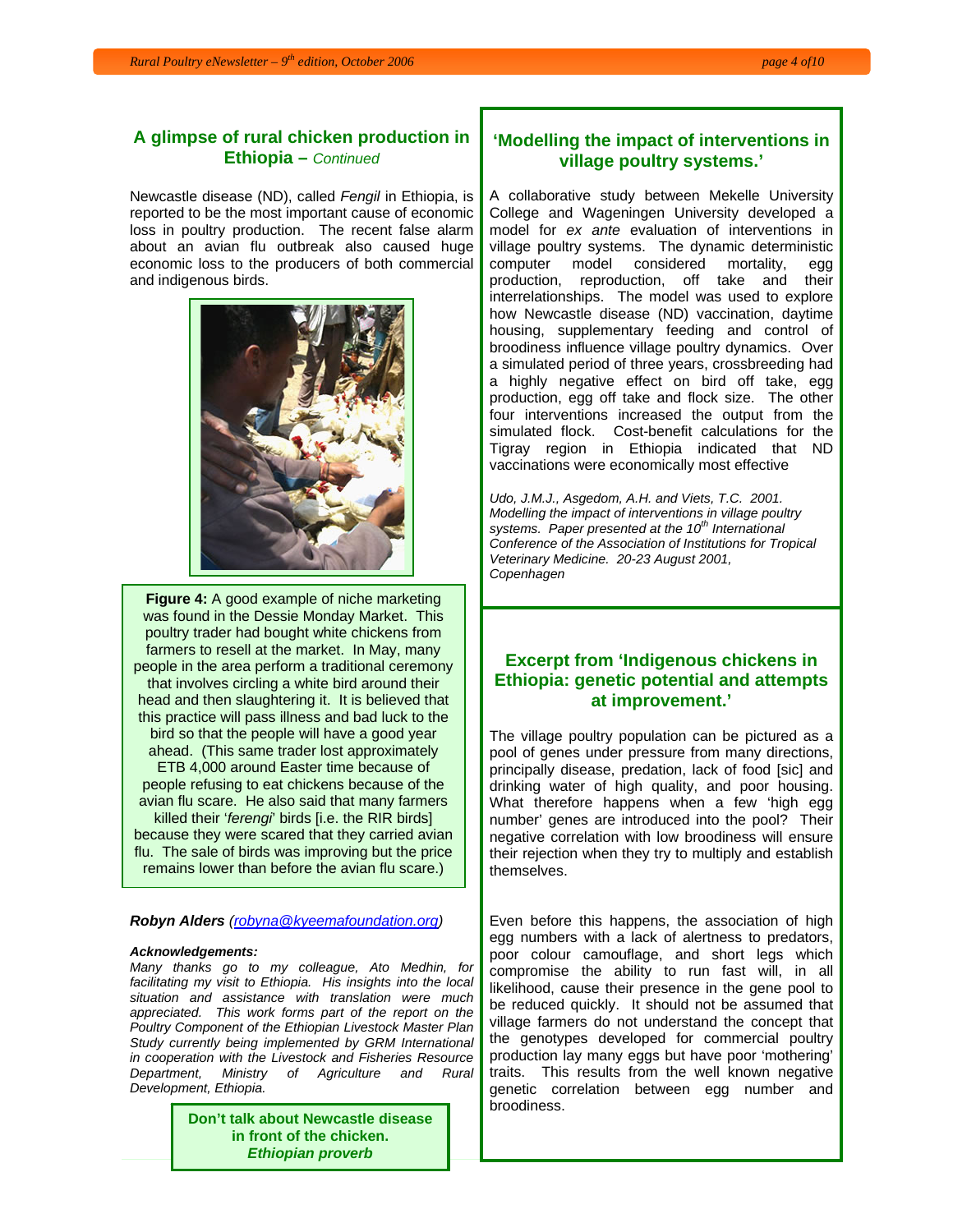## A glimpse of rural chicken production in Ethiopia – *Continued*

Newcastle disease (ND), called *Fengil* in Ethiopia, is reported to be the most important cause of economic loss in poultry production. The recent false alarm about an avian flu outbreak also caused huge economic loss to the producers of both commercial and indigenous birds.

**Figure 4:** A good example of niche marketing was found in the Dessie Monday Market. This poultry trader had bought white chickens from farmers to resell at the market. In May, many people in the area perform a traditional ceremony that involves circling a white bird around their head and then slaughtering it. It is believed that this practice will pass illness and bad luck to the bird so that the people will have a good year ahead. (This same trader lost approximately ETB 4,000 around Easter time because of people refusing to eat chickens because of the avian flu scare. He also said that many farmers killed their '*ferengi*' birds [i.e. the RIR birds] because they were scared that they carried avian flu. The sale of birds was improving but the price remains lower than before the avian flu scare.)

***Robyn Alders*** *(robyna@kyeemafoundation.org)*

***Acknowledgements:***

*Many thanks go to my colleague, Ato Medhin, for facilitating my visit to Ethiopia. His insights into the local situation and assistance with translation were much appreciated. This work forms part of the report on the Poultry Component of the Ethiopian Livestock Master Plan Study currently being implemented by GRM International in cooperation with the Livestock and Fisheries Resource Department, Ministry of Agriculture and Rural Development, Ethiopia.*

**Don't talk about Newcastle disease in front of the chicken.**
***Ethiopian proverb***

## 'Modelling the impact of interventions in village poultry systems.'

A collaborative study between Mekelle University College and Wageningen University developed a model for *ex ante* evaluation of interventions in village poultry systems. The dynamic deterministic computer model considered mortality, egg production, reproduction, off take and their interrelationships. The model was used to explore how Newcastle disease (ND) vaccination, daytime housing, supplementary feeding and control of broodiness influence village poultry dynamics. Over a simulated period of three years, crossbreeding had a highly negative effect on bird off take, egg production, egg off take and flock size. The other four interventions increased the output from the simulated flock. Cost-benefit calculations for the Tigray region in Ethiopia indicated that ND vaccinations were economically most effective

*Udo, J.M.J., Asgedom, A.H. and Viets, T.C. 2001. Modelling the impact of interventions in village poultry systems. Paper presented at the 10th International Conference of the Association of Institutions for Tropical Veterinary Medicine. 20-23 August 2001, Copenhagen*

## Excerpt from 'Indigenous chickens in Ethiopia: genetic potential and attempts at improvement.'

The village poultry population can be pictured as a pool of genes under pressure from many directions, principally disease, predation, lack of food [sic] and drinking water of high quality, and poor housing. What therefore happens when a few 'high egg number' genes are introduced into the pool? Their negative correlation with low broodiness will ensure their rejection when they try to multiply and establish themselves.

Even before this happens, the association of high egg numbers with a lack of alertness to predators, poor colour camouflage, and short legs which compromise the ability to run fast will, in all likelihood, cause their presence in the gene pool to be reduced quickly. It should not be assumed that village farmers do not understand the concept that the genotypes developed for commercial poultry production lay many eggs but have poor 'mothering' traits. This results from the well known negative genetic correlation between egg number and broodiness.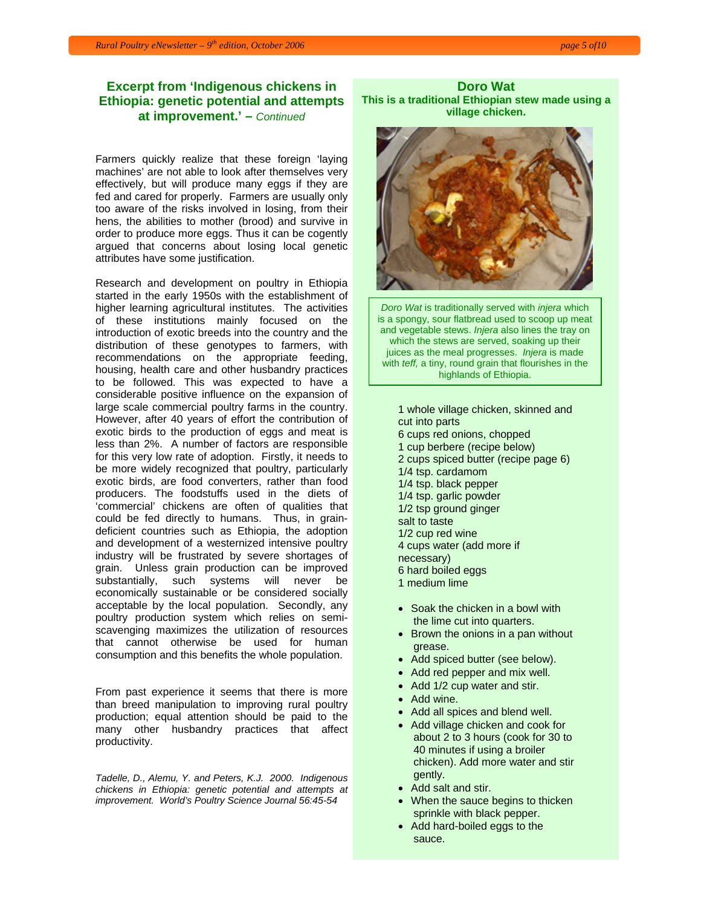## Excerpt from 'Indigenous chickens in Ethiopia: genetic potential and attempts at improvement.' – *Continued*

Farmers quickly realize that these foreign 'laying machines' are not able to look after themselves very effectively, but will produce many eggs if they are fed and cared for properly. Farmers are usually only too aware of the risks involved in losing, from their hens, the abilities to mother (brood) and survive in order to produce more eggs. Thus it can be cogently argued that concerns about losing local genetic attributes have some justification.

Research and development on poultry in Ethiopia started in the early 1950s with the establishment of higher learning agricultural institutes. The activities of these institutions mainly focused on the introduction of exotic breeds into the country and the distribution of these genotypes to farmers, with recommendations on the appropriate feeding, housing, health care and other husbandry practices to be followed. This was expected to have a considerable positive influence on the expansion of large scale commercial poultry farms in the country. However, after 40 years of effort the contribution of exotic birds to the production of eggs and meat is less than 2%. A number of factors are responsible for this very low rate of adoption. Firstly, it needs to be more widely recognized that poultry, particularly exotic birds, are food converters, rather than food producers. The foodstuffs used in the diets of 'commercial' chickens are often of qualities that could be fed directly to humans. Thus, in grain-deficient countries such as Ethiopia, the adoption and development of a westernized intensive poultry industry will be frustrated by severe shortages of grain. Unless grain production can be improved substantially, such systems will never be economically sustainable or be considered socially acceptable by the local population. Secondly, any poultry production system which relies on semi-scavenging maximizes the utilization of resources that cannot otherwise be used for human consumption and this benefits the whole population.

From past experience it seems that there is more than breed manipulation to improving rural poultry production; equal attention should be paid to the many other husbandry practices that affect productivity.

*Tadelle, D., Alemu, Y. and Peters, K.J. 2000. Indigenous chickens in Ethiopia: genetic potential and attempts at improvement. World's Poultry Science Journal 56:45-54*

## Doro Wat

**This is a traditional Ethiopian stew made using a village chicken.**

*Doro Wat* is traditionally served with *injera* which is a spongy, sour flatbread used to scoop up meat and vegetable stews. *Injera* also lines the tray on which the stews are served, soaking up their juices as the meal progresses. *Injera* is made with *teff,* a tiny, round grain that flourishes in the highlands of Ethiopia.

1 whole village chicken, skinned and cut into parts
6 cups red onions, chopped
1 cup berbere (recipe below)
2 cups spiced butter (recipe page 6)
1/4 tsp. cardamom
1/4 tsp. black pepper
1/4 tsp. garlic powder
1/2 tsp ground ginger
salt to taste
1/2 cup red wine
4 cups water (add more if necessary)
6 hard boiled eggs
1 medium lime

- Soak the chicken in a bowl with the lime cut into quarters.
- Brown the onions in a pan without grease.
- Add spiced butter (see below).
- Add red pepper and mix well.
- Add 1/2 cup water and stir.
- Add wine.
- Add all spices and blend well.
- Add village chicken and cook for about 2 to 3 hours (cook for 30 to 40 minutes if using a broiler chicken). Add more water and stir gently.
- Add salt and stir.
- When the sauce begins to thicken sprinkle with black pepper.
- Add hard-boiled eggs to the sauce.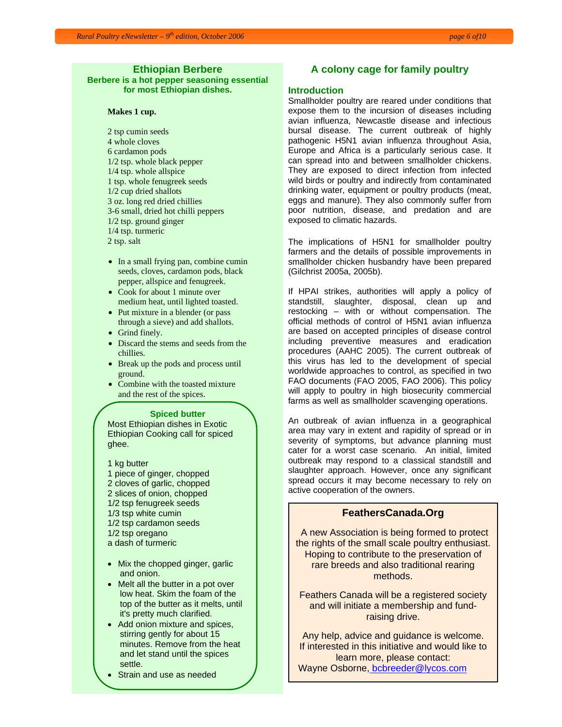## Ethiopian Berbere

**Berbere is a hot pepper seasoning essential for most Ethiopian dishes.**

**Makes 1 cup.**

2 tsp cumin seeds
4 whole cloves
6 cardamon pods
1/2 tsp. whole black pepper
1/4 tsp. whole allspice
1 tsp. whole fenugreek seeds
1/2 cup dried shallots
3 oz. long red dried chillies
3-6 small, dried hot chilli peppers
1/2 tsp. ground ginger
1/4 tsp. turmeric
2 tsp. salt

- In a small frying pan, combine cumin seeds, cloves, cardamon pods, black pepper, allspice and fenugreek.
- Cook for about 1 minute over medium heat, until lighted toasted.
- Put mixture in a blender (or pass through a sieve) and add shallots.
- Grind finely.
- Discard the stems and seeds from the chillies.
- Break up the pods and process until ground.
- Combine with the toasted mixture and the rest of the spices.

### Spiced butter

Most Ethiopian dishes in Exotic Ethiopian Cooking call for spiced ghee.

1 kg butter
1 piece of ginger, chopped
2 cloves of garlic, chopped
2 slices of onion, chopped
1/2 tsp fenugreek seeds
1/3 tsp white cumin
1/2 tsp cardamon seeds
1/2 tsp oregano
a dash of turmeric

- Mix the chopped ginger, garlic and onion.
- Melt all the butter in a pot over low heat. Skim the foam of the top of the butter as it melts, until it's pretty much clarified.
- Add onion mixture and spices, stirring gently for about 15 minutes. Remove from the heat and let stand until the spices settle.
- Strain and use as needed

## A colony cage for family poultry

### Introduction

Smallholder poultry are reared under conditions that expose them to the incursion of diseases including avian influenza, Newcastle disease and infectious bursal disease. The current outbreak of highly pathogenic H5N1 avian influenza throughout Asia, Europe and Africa is a particularly serious case. It can spread into and between smallholder chickens. They are exposed to direct infection from infected wild birds or poultry and indirectly from contaminated drinking water, equipment or poultry products (meat, eggs and manure). They also commonly suffer from poor nutrition, disease, and predation and are exposed to climatic hazards.

The implications of H5N1 for smallholder poultry farmers and the details of possible improvements in smallholder chicken husbandry have been prepared (Gilchrist 2005a, 2005b).

If HPAI strikes, authorities will apply a policy of standstill, slaughter, disposal, clean up and restocking – with or without compensation. The official methods of control of H5N1 avian influenza are based on accepted principles of disease control including preventive measures and eradication procedures (AAHC 2005). The current outbreak of this virus has led to the development of special worldwide approaches to control, as specified in two FAO documents (FAO 2005, FAO 2006). This policy will apply to poultry in high biosecurity commercial farms as well as smallholder scavenging operations.

An outbreak of avian influenza in a geographical area may vary in extent and rapidity of spread or in severity of symptoms, but advance planning must cater for a worst case scenario. An initial, limited outbreak may respond to a classical standstill and slaughter approach. However, once any significant spread occurs it may become necessary to rely on active cooperation of the owners.

### FeathersCanada.Org

A new Association is being formed to protect the rights of the small scale poultry enthusiast. Hoping to contribute to the preservation of rare breeds and also traditional rearing methods.

Feathers Canada will be a registered society and will initiate a membership and fund-raising drive.

Any help, advice and guidance is welcome. If interested in this initiative and would like to learn more, please contact:
Wayne Osborne, bcbreeder@lycos.com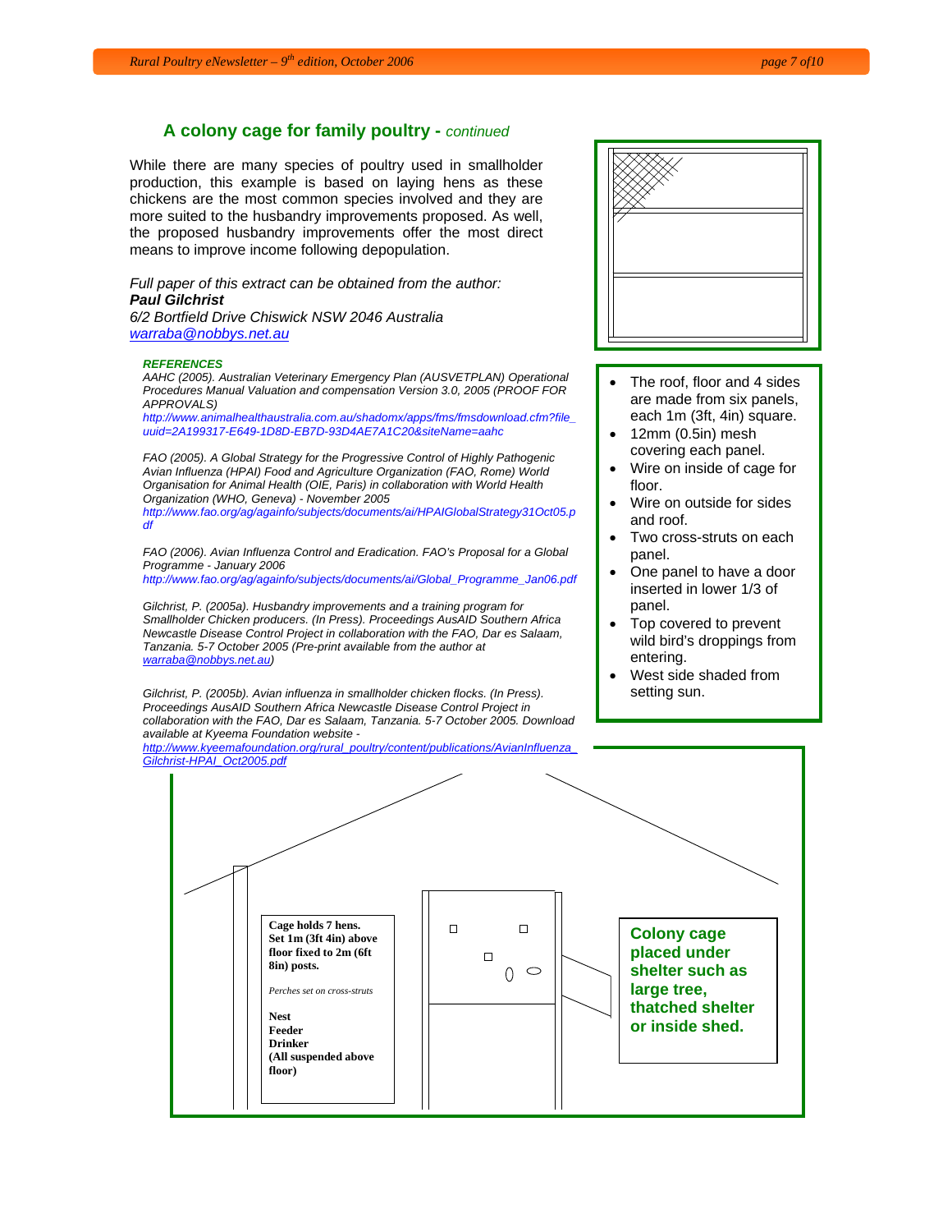## A colony cage for family poultry - *continued*

While there are many species of poultry used in smallholder production, this example is based on laying hens as these chickens are the most common species involved and they are more suited to the husbandry improvements proposed. As well, the proposed husbandry improvements offer the most direct means to improve income following depopulation.

*Full paper of this extract can be obtained from the author:*
***Paul Gilchrist***
*6/2 Bortfield Drive Chiswick NSW 2046 Australia*
*warraba@nobbys.net.au*

***REFERENCES***

*AAHC (2005). Australian Veterinary Emergency Plan (AUSVETPLAN) Operational Procedures Manual Valuation and compensation Version 3.0, 2005 (PROOF FOR APPROVALS)*
*http://www.animalhealthaustralia.com.au/shadomx/apps/fms/fmsdownload.cfm?file_uuid=2A199317-E649-1D8D-EB7D-93D4AE7A1C20&siteName=aahc*

*FAO (2005). A Global Strategy for the Progressive Control of Highly Pathogenic Avian Influenza (HPAI) Food and Agriculture Organization (FAO, Rome) World Organisation for Animal Health (OIE, Paris) in collaboration with World Health Organization (WHO, Geneva) - November 2005*
*http://www.fao.org/ag/againfo/subjects/documents/ai/HPAIGlobalStrategy31Oct05.pdf*

*FAO (2006). Avian Influenza Control and Eradication. FAO's Proposal for a Global Programme - January 2006*
*http://www.fao.org/ag/againfo/subjects/documents/ai/Global_Programme_Jan06.pdf*

*Gilchrist, P. (2005a). Husbandry improvements and a training program for Smallholder Chicken producers. (In Press). Proceedings AusAID Southern Africa Newcastle Disease Control Project in collaboration with the FAO, Dar es Salaam, Tanzania. 5-7 October 2005 (Pre-print available from the author at warraba@nobbys.net.au)*

*Gilchrist, P. (2005b). Avian influenza in smallholder chicken flocks. (In Press). Proceedings AusAID Southern Africa Newcastle Disease Control Project in collaboration with the FAO, Dar es Salaam, Tanzania. 5-7 October 2005. Download available at Kyeema Foundation website -*
*http://www.kyeemafoundation.org/rural_poultry/content/publications/AvianInfluenza_Gilchrist-HPAI_Oct2005.pdf*

- The roof, floor and 4 sides are made from six panels, each 1m (3ft, 4in) square.
- 12mm (0.5in) mesh covering each panel.
- Wire on inside of cage for floor.
- Wire on outside for sides and roof.
- Two cross-struts on each panel.
- One panel to have a door inserted in lower 1/3 of panel.
- Top covered to prevent wild bird's droppings from entering.
- West side shaded from setting sun.

**Cage holds 7 hens. Set 1m (3ft 4in) above floor fixed to 2m (6ft 8in) posts.**

*Perches set on cross-struts*

**Nest**
**Feeder**
**Drinker**
**(All suspended above floor)**

**Colony cage placed under shelter such as large tree, thatched shelter or inside shed.**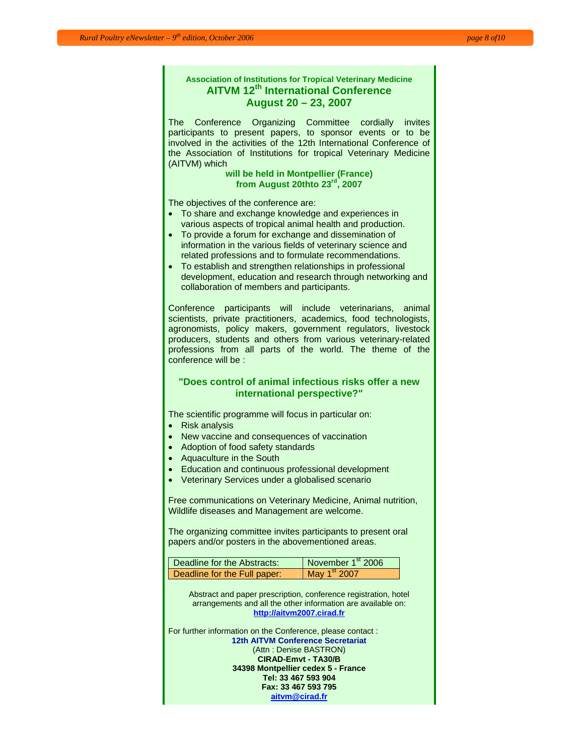**Association of Institutions for Tropical Veterinary Medicine**

## AITVM 12th International Conference
## August 20 – 23, 2007

The Conference Organizing Committee cordially invites participants to present papers, to sponsor events or to be involved in the activities of the 12th International Conference of the Association of Institutions for tropical Veterinary Medicine (AITVM) which

**will be held in Montpellier (France) from August 20thto 23rd, 2007**

The objectives of the conference are:

- To share and exchange knowledge and experiences in various aspects of tropical animal health and production.
- To provide a forum for exchange and dissemination of information in the various fields of veterinary science and related professions and to formulate recommendations.
- To establish and strengthen relationships in professional development, education and research through networking and collaboration of members and participants.

Conference participants will include veterinarians, animal scientists, private practitioners, academics, food technologists, agronomists, policy makers, government regulators, livestock producers, students and others from various veterinary-related professions from all parts of the world. The theme of the conference will be :

**"Does control of animal infectious risks offer a new international perspective?"**

The scientific programme will focus in particular on:

- Risk analysis
- New vaccine and consequences of vaccination
- Adoption of food safety standards
- Aquaculture in the South
- Education and continuous professional development
- Veterinary Services under a globalised scenario

Free communications on Veterinary Medicine, Animal nutrition, Wildlife diseases and Management are welcome.

The organizing committee invites participants to present oral papers and/or posters in the abovementioned areas.

| Deadline for the Abstracts: | November 1st 2006 |
| --- | --- |
| Deadline for the Full paper: | May 1st 2007 |

Abstract and paper prescription, conference registration, hotel arrangements and all the other information are available on:
**http://aitvm2007.cirad.fr**

For further information on the Conference, please contact :

**12th AITVM Conference Secretariat**
(Attn : Denise BASTRON)
**CIRAD-Emvt - TA30/B**
**34398 Montpellier cedex 5 - France**
**Tel: 33 467 593 904**
**Fax: 33 467 593 795**
**aitvm@cirad.fr**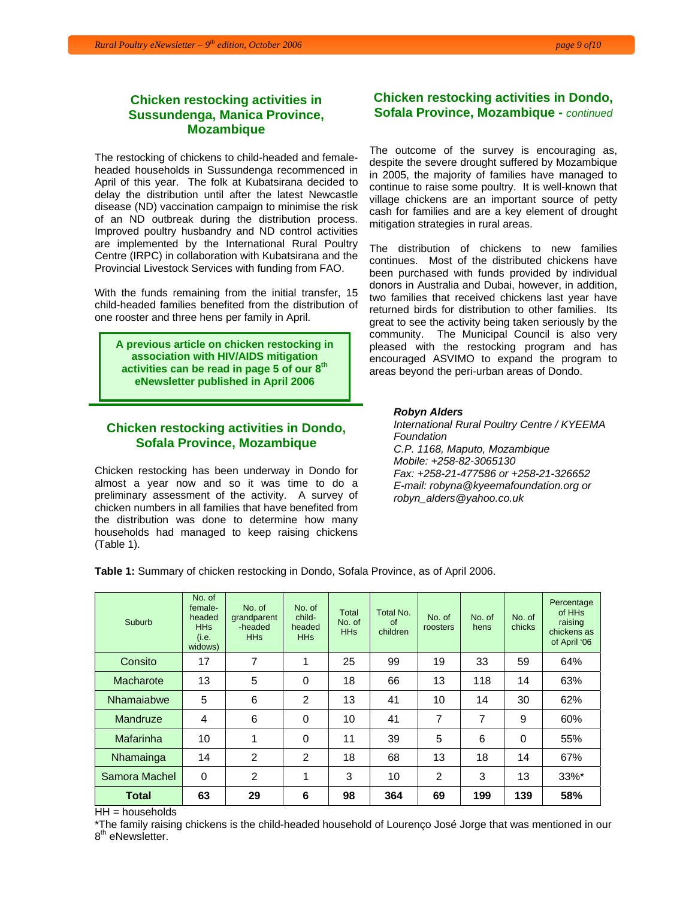## Chicken restocking activities in Sussundenga, Manica Province, Mozambique

The restocking of chickens to child-headed and female-headed households in Sussundenga recommenced in April of this year. The folk at Kubatsirana decided to delay the distribution until after the latest Newcastle disease (ND) vaccination campaign to minimise the risk of an ND outbreak during the distribution process. Improved poultry husbandry and ND control activities are implemented by the International Rural Poultry Centre (IRPC) in collaboration with Kubatsirana and the Provincial Livestock Services with funding from FAO.

With the funds remaining from the initial transfer, 15 child-headed families benefited from the distribution of one rooster and three hens per family in April.

**A previous article on chicken restocking in association with HIV/AIDS mitigation activities can be read in page 5 of our 8th eNewsletter published in April 2006**

## Chicken restocking activities in Dondo, Sofala Province, Mozambique

Chicken restocking has been underway in Dondo for almost a year now and so it was time to do a preliminary assessment of the activity. A survey of chicken numbers in all families that have benefited from the distribution was done to determine how many households had managed to keep raising chickens (Table 1).

## Chicken restocking activities in Dondo, Sofala Province, Mozambique - *continued*

The outcome of the survey is encouraging as, despite the severe drought suffered by Mozambique in 2005, the majority of families have managed to continue to raise some poultry. It is well-known that village chickens are an important source of petty cash for families and are a key element of drought mitigation strategies in rural areas.

The distribution of chickens to new families continues. Most of the distributed chickens have been purchased with funds provided by individual donors in Australia and Dubai, however, in addition, two families that received chickens last year have returned birds for distribution to other families. Its great to see the activity being taken seriously by the community. The Municipal Council is also very pleased with the restocking program and has encouraged ASVIMO to expand the program to areas beyond the peri-urban areas of Dondo.

***Robyn Alders***
*International Rural Poultry Centre / KYEEMA Foundation*
*C.P. 1168, Maputo, Mozambique*
*Mobile: +258-82-3065130*
*Fax: +258-21-477586 or +258-21-326652*
*E-mail: robyna@kyeemafoundation.org or robyn_alders@yahoo.co.uk*

**Table 1:** Summary of chicken restocking in Dondo, Sofala Province, as of April 2006.

| Suburb | No. of female-headed HHs (i.e. widows) | No. of grandparent -headed HHs | No. of child-headed HHs | Total No. of HHs | Total No. of children | No. of roosters | No. of hens | No. of chicks | Percentage of HHs raising chickens as of April '06 |
|---|---|---|---|---|---|---|---|---|---|
| Consito | 17 | 7 | 1 | 25 | 99 | 19 | 33 | 59 | 64% |
| Macharote | 13 | 5 | 0 | 18 | 66 | 13 | 118 | 14 | 63% |
| Nhamaiabwe | 5 | 6 | 2 | 13 | 41 | 10 | 14 | 30 | 62% |
| Mandruze | 4 | 6 | 0 | 10 | 41 | 7 | 7 | 9 | 60% |
| Mafarinha | 10 | 1 | 0 | 11 | 39 | 5 | 6 | 0 | 55% |
| Nhamainga | 14 | 2 | 2 | 18 | 68 | 13 | 18 | 14 | 67% |
| Samora Machel | 0 | 2 | 1 | 3 | 10 | 2 | 3 | 13 | 33%* |
| **Total** | **63** | **29** | **6** | **98** | **364** | **69** | **199** | **139** | **58%** |

HH = households

*The family raising chickens is the child-headed household of Lourenço José Jorge that was mentioned in our 8th eNewsletter.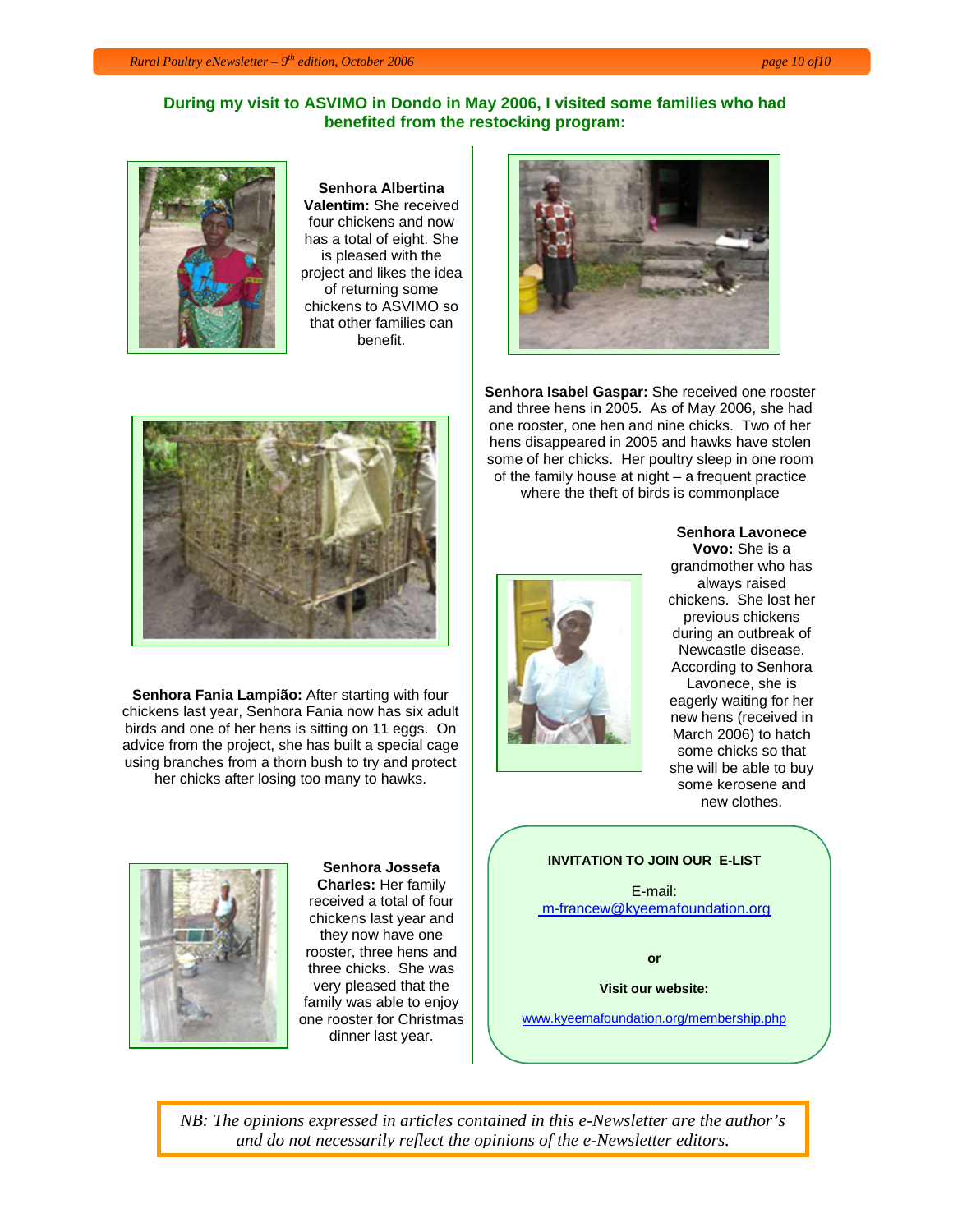## During my visit to ASVIMO in Dondo in May 2006, I visited some families who had benefited from the restocking program:

**Senhora Albertina Valentim:** She received four chickens and now has a total of eight. She is pleased with the project and likes the idea of returning some chickens to ASVIMO so that other families can benefit.

**Senhora Fania Lampião:** After starting with four chickens last year, Senhora Fania now has six adult birds and one of her hens is sitting on 11 eggs. On advice from the project, she has built a special cage using branches from a thorn bush to try and protect her chicks after losing too many to hawks.

**Senhora Jossefa Charles:** Her family received a total of four chickens last year and they now have one rooster, three hens and three chicks. She was very pleased that the family was able to enjoy one rooster for Christmas dinner last year.

**Senhora Isabel Gaspar:** She received one rooster and three hens in 2005. As of May 2006, she had one rooster, one hen and nine chicks. Two of her hens disappeared in 2005 and hawks have stolen some of her chicks. Her poultry sleep in one room of the family house at night – a frequent practice where the theft of birds is commonplace

**Senhora Lavonece Vovo:** She is a grandmother who has always raised chickens. She lost her previous chickens during an outbreak of Newcastle disease. According to Senhora Lavonece, she is eagerly waiting for her new hens (received in March 2006) to hatch some chicks so that she will be able to buy some kerosene and new clothes.

**INVITATION TO JOIN OUR E-LIST**

E-mail:
m-francew@kyeemafoundation.org

**or**

**Visit our website:**

www.kyeemafoundation.org/membership.php

*NB: The opinions expressed in articles contained in this e-Newsletter are the author's and do not necessarily reflect the opinions of the e-Newsletter editors.*